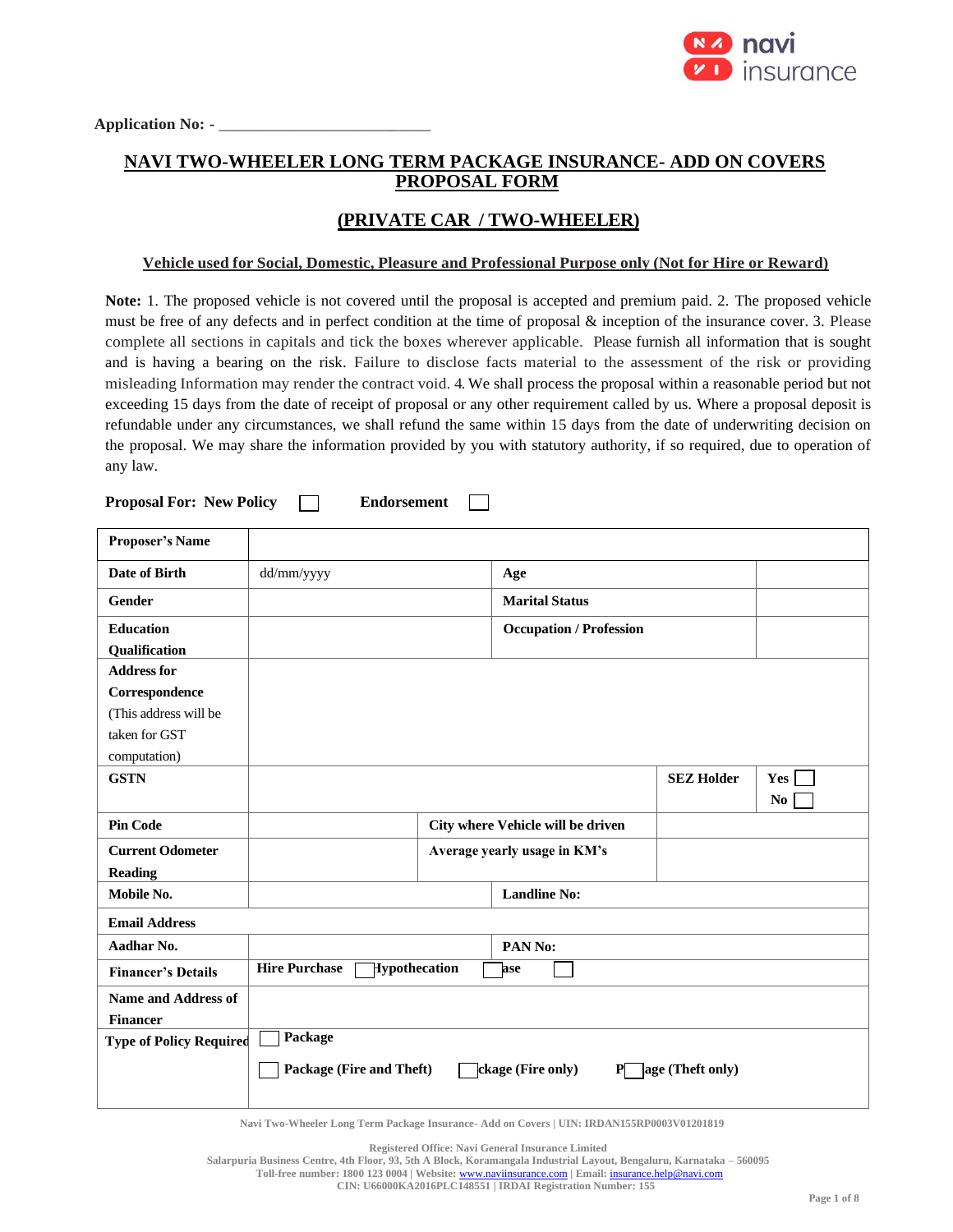Application No: - ___________________________

# NAVI TWO-WHEELER LONG TERM PACKAGE INSURANCE- ADD ON COVERS PROPOSAL FORM

## (PRIVATE CAR / TWO-WHEELER)

**Vehicle used for Social, Domestic, Pleasure and Professional Purpose only (Not for Hire or Reward)**

**Note:** 1. The proposed vehicle is not covered until the proposal is accepted and premium paid. 2. The proposed vehicle must be free of any defects and in perfect condition at the time of proposal & inception of the insurance cover. 3. Please complete all sections in capitals and tick the boxes wherever applicable. Please furnish all information that is sought and is having a bearing on the risk. Failure to disclose facts material to the assessment of the risk or providing misleading Information may render the contract void. 4. We shall process the proposal within a reasonable period but not exceeding 15 days from the date of receipt of proposal or any other requirement called by us. Where a proposal deposit is refundable under any circumstances, we shall refund the same within 15 days from the date of underwriting decision on the proposal. We may share the information provided by you with statutory authority, if so required, due to operation of any law.

**Proposal For: New Policy** ☐ **Endorsement** ☐

| **Proposer's Name** | | | |
|---|---|---|---|
| **Date of Birth** | dd/mm/yyyy | **Age** | |
| **Gender** | | **Marital Status** | |
| **Education Qualification** | | **Occupation / Profession** | |
| **Address for Correspondence** (This address will be taken for GST computation) | | | |
| **GSTN** | | **SEZ Holder** | **Yes** ☐ **No** ☐ |
| **Pin Code** | | **City where Vehicle will be driven** | |
| **Current Odometer Reading** | | **Average yearly usage in KM's** | |
| **Mobile No.** | | **Landline No:** | |
| **Email Address** | | | |
| **Aadhar No.** | | **PAN No:** | |
| **Financer's Details** | **Hire Purchase** ☐ **Hypothecation** ☐ **Lease** ☐ | | |
| **Name and Address of Financer** | | | |
| **Type of Policy Required** | ☐ **Package** ☐ **Package (Fire and Theft)** ☐ **Package (Fire only)** ☐ **Package (Theft only)** | | |

Navi Two-Wheeler Long Term Package Insurance- Add on Covers | UIN: IRDAN155RP0003V01201819

Registered Office: Navi General Insurance Limited
Salarpuria Business Centre, 4th Floor, 93, 5th A Block, Koramangala Industrial Layout, Bengaluru, Karnataka – 560095
Toll-free number: 1800 123 0004 | Website: www.naviinsurance.com | Email: insurance.help@navi.com
CIN: U66000KA2016PLC148551 | IRDAI Registration Number: 155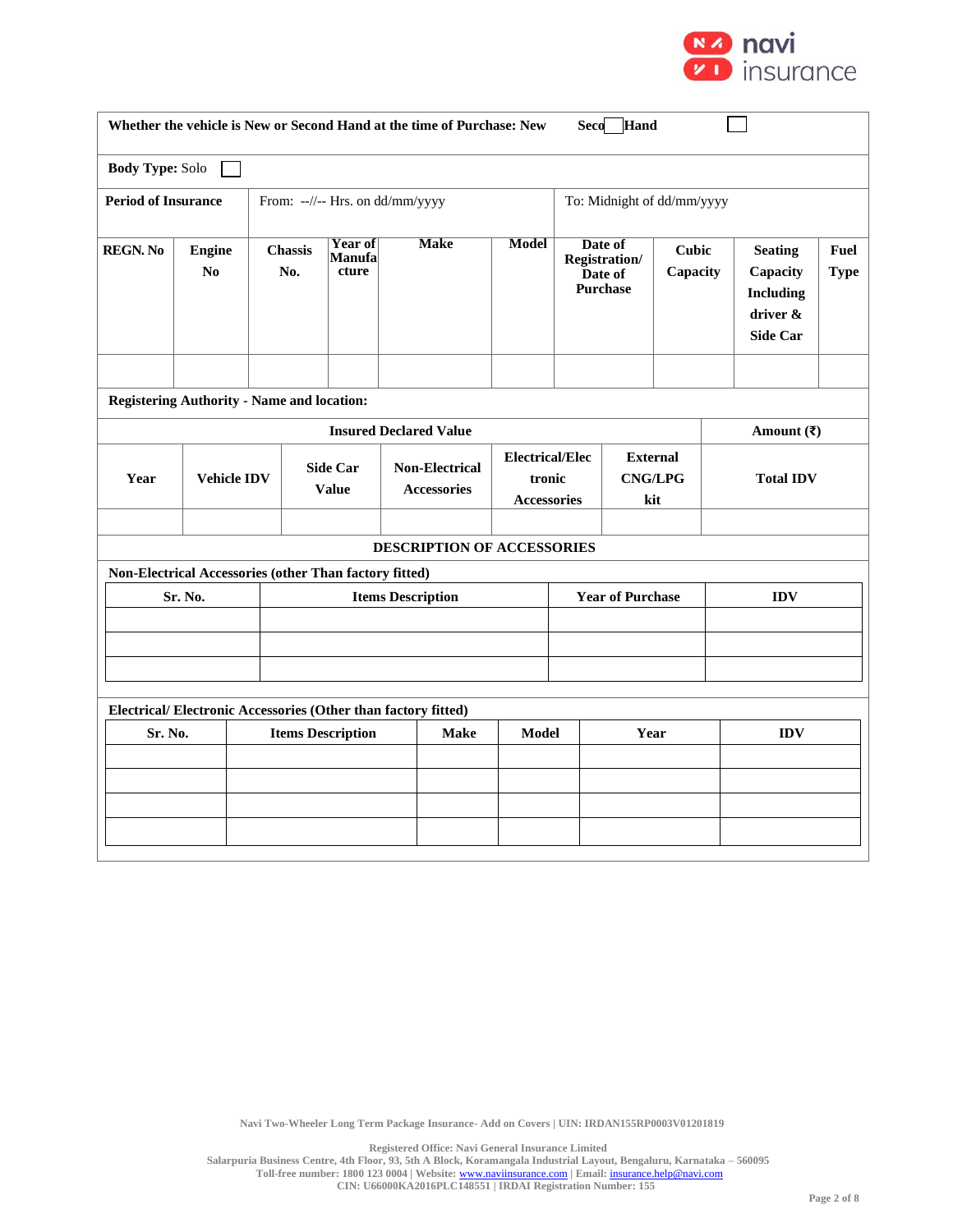| Whether the vehicle is New or Second Hand at the time of Purchase: New ☐ Second Hand ☐ |
|---|
| **Body Type:** Solo ☐ |

| **Period of Insurance** | From: --//-- Hrs. on dd/mm/yyyy | To: Midnight of dd/mm/yyyy |
|---|---|---|

| REGN. No | Engine No | Chassis No. | Year of Manufacture | Make | Model | Date of Registration/ Date of Purchase | Cubic Capacity | Seating Capacity Including driver & Side Car | Fuel Type |
|---|---|---|---|---|---|---|---|---|---|
| | | | | | | | | | |

**Registering Authority - Name and location:**

| Insured Declared Value | | | | | | Amount (₹) |
|---|---|---|---|---|---|---|
| **Year** | **Vehicle IDV** | **Side Car Value** | **Non-Electrical Accessories** | **Electrical/Electronic Accessories** | **External CNG/LPG kit** | **Total IDV** |
| | | | | | | |

## DESCRIPTION OF ACCESSORIES

**Non-Electrical Accessories (other Than factory fitted)**

| Sr. No. | Items Description | Year of Purchase | IDV |
|---|---|---|---|
| | | | |
| | | | |
| | | | |

**Electrical/ Electronic Accessories (Other than factory fitted)**

| Sr. No. | Items Description | Make | Model | Year | IDV |
|---|---|---|---|---|---|
| | | | | | |
| | | | | | |
| | | | | | |
| | | | | | |

Navi Two-Wheeler Long Term Package Insurance- Add on Covers | UIN: IRDAN155RP0003V01201819

Registered Office: Navi General Insurance Limited
Salarpuria Business Centre, 4th Floor, 93, 5th A Block, Koramangala Industrial Layout, Bengaluru, Karnataka – 560095
Toll-free number: 1800 123 0004 | Website: www.naviinsurance.com | Email: insurance.help@navi.com
CIN: U66000KA2016PLC148551 | IRDAI Registration Number: 155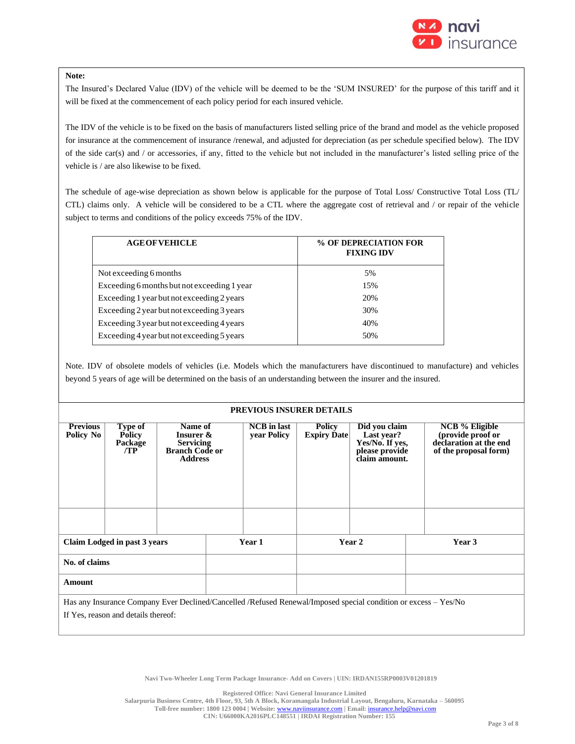**Note:**

The Insured's Declared Value (IDV) of the vehicle will be deemed to be the 'SUM INSURED' for the purpose of this tariff and it will be fixed at the commencement of each policy period for each insured vehicle.

The IDV of the vehicle is to be fixed on the basis of manufacturers listed selling price of the brand and model as the vehicle proposed for insurance at the commencement of insurance /renewal, and adjusted for depreciation (as per schedule specified below). The IDV of the side car(s) and / or accessories, if any, fitted to the vehicle but not included in the manufacturer's listed selling price of the vehicle is / are also likewise to be fixed.

The schedule of age-wise depreciation as shown below is applicable for the purpose of Total Loss/ Constructive Total Loss (TL/ CTL) claims only. A vehicle will be considered to be a CTL where the aggregate cost of retrieval and / or repair of the vehicle subject to terms and conditions of the policy exceeds 75% of the IDV.

| AGE OF VEHICLE | % OF DEPRECIATION FOR FIXING IDV |
|---|---|
| Not exceeding 6 months | 5% |
| Exceeding 6 months but not exceeding 1 year | 15% |
| Exceeding 1 year but not exceeding 2 years | 20% |
| Exceeding 2 year but not exceeding 3 years | 30% |
| Exceeding 3 year but not exceeding 4 years | 40% |
| Exceeding 4 year but not exceeding 5 years | 50% |

Note. IDV of obsolete models of vehicles (i.e. Models which the manufacturers have discontinued to manufacture) and vehicles beyond 5 years of age will be determined on the basis of an understanding between the insurer and the insured.

**PREVIOUS INSURER DETAILS**

| Previous Policy No | Type of Policy Package /TP | Name of Insurer & Servicing Branch Code or Address | NCB in last year Policy | Policy Expiry Date | Did you claim Last year? Yes/No. If yes, please provide claim amount. | NCB % Eligible (provide proof or declaration at the end of the proposal form) |
|---|---|---|---|---|---|---|
| | | | | | | |

| Claim Lodged in past 3 years | Year 1 | Year 2 | Year 3 |
|---|---|---|---|
| No. of claims | | | |
| Amount | | | |

Has any Insurance Company Ever Declined/Cancelled /Refused Renewal/Imposed special condition or excess – Yes/No

If Yes, reason and details thereof: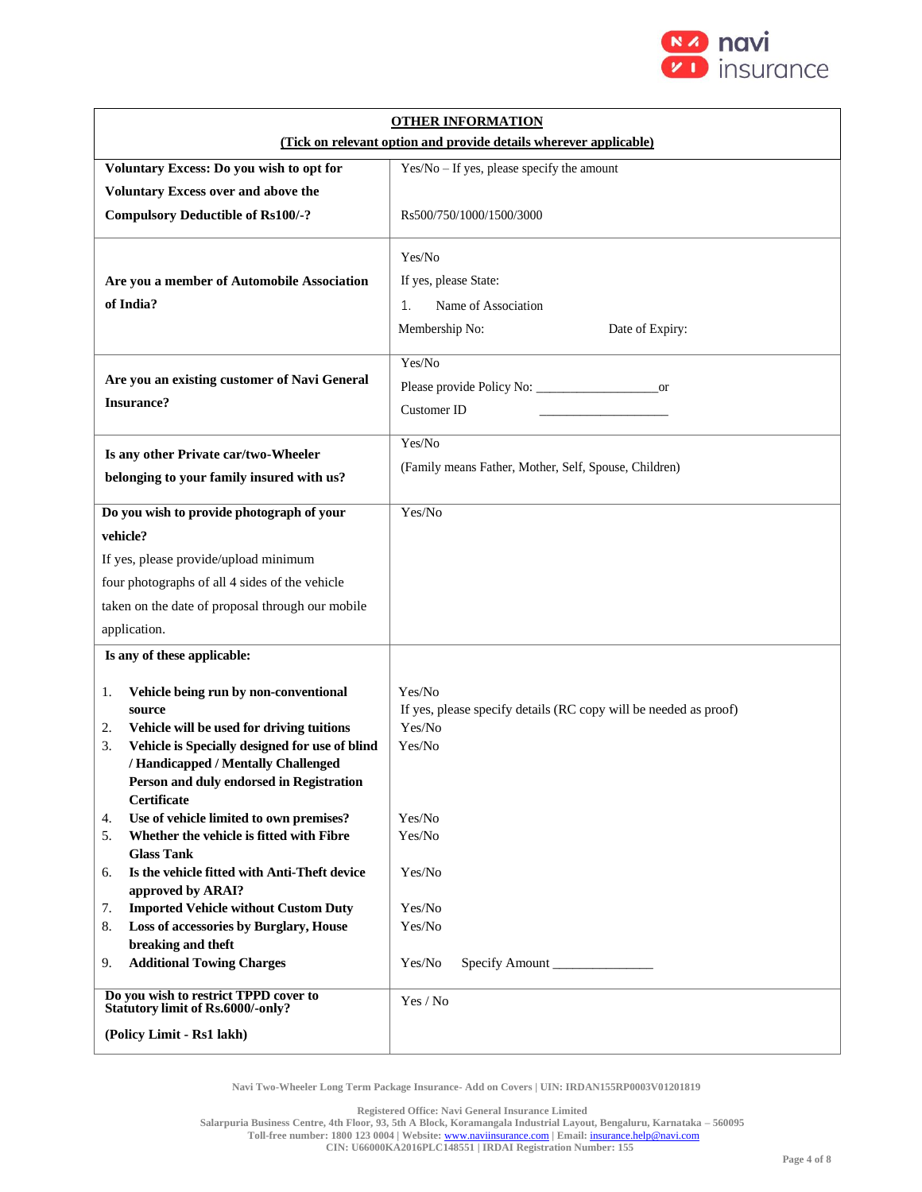| **OTHER INFORMATION** **(Tick on relevant option and provide details wherever applicable)** | |
|---|---|
| **Voluntary Excess: Do you wish to opt for Voluntary Excess over and above the Compulsory Deductible of Rs100/-?** | Yes/No – If yes, please specify the amount<br><br>Rs500/750/1000/1500/3000 |
| **Are you a member of Automobile Association of India?** | Yes/No<br>If yes, please State:<br>1. Name of Association<br>Membership No: Date of Expiry: |
| **Are you an existing customer of Navi General Insurance?** | Yes/No<br>Please provide Policy No: __________________or<br>Customer ID ____________________ |
| **Is any other Private car/two-Wheeler belonging to your family insured with us?** | Yes/No<br>(Family means Father, Mother, Self, Spouse, Children) |
| **Do you wish to provide photograph of your vehicle?**<br>If yes, please provide/upload minimum four photographs of all 4 sides of the vehicle taken on the date of proposal through our mobile application. | Yes/No |
| **Is any of these applicable:** | |
| 1. **Vehicle being run by non-conventional source** | Yes/No<br>If yes, please specify details (RC copy will be needed as proof) |
| 2. **Vehicle will be used for driving tuitions** | Yes/No |
| 3. **Vehicle is Specially designed for use of blind / Handicapped / Mentally Challenged Person and duly endorsed in Registration Certificate** | Yes/No |
| 4. **Use of vehicle limited to own premises?** | Yes/No |
| 5. **Whether the vehicle is fitted with Fibre Glass Tank** | Yes/No |
| 6. **Is the vehicle fitted with Anti-Theft device approved by ARAI?** | Yes/No |
| 7. **Imported Vehicle without Custom Duty** | Yes/No |
| 8. **Loss of accessories by Burglary, House breaking and theft** | Yes/No |
| 9. **Additional Towing Charges** | Yes/No Specify Amount _______________ |
| **Do you wish to restrict TPPD cover to Statutory limit of Rs.6000/-only?**<br><br>**(Policy Limit - Rs1 lakh)** | Yes / No |

Navi Two-Wheeler Long Term Package Insurance- Add on Covers | UIN: IRDAN155RP0003V01201819

Registered Office: Navi General Insurance Limited
Salarpuria Business Centre, 4th Floor, 93, 5th A Block, Koramangala Industrial Layout, Bengaluru, Karnataka – 560095
Toll-free number: 1800 123 0004 | Website: www.naviinsurance.com | Email: insurance.help@navi.com
CIN: U66000KA2016PLC148551 | IRDAI Registration Number: 155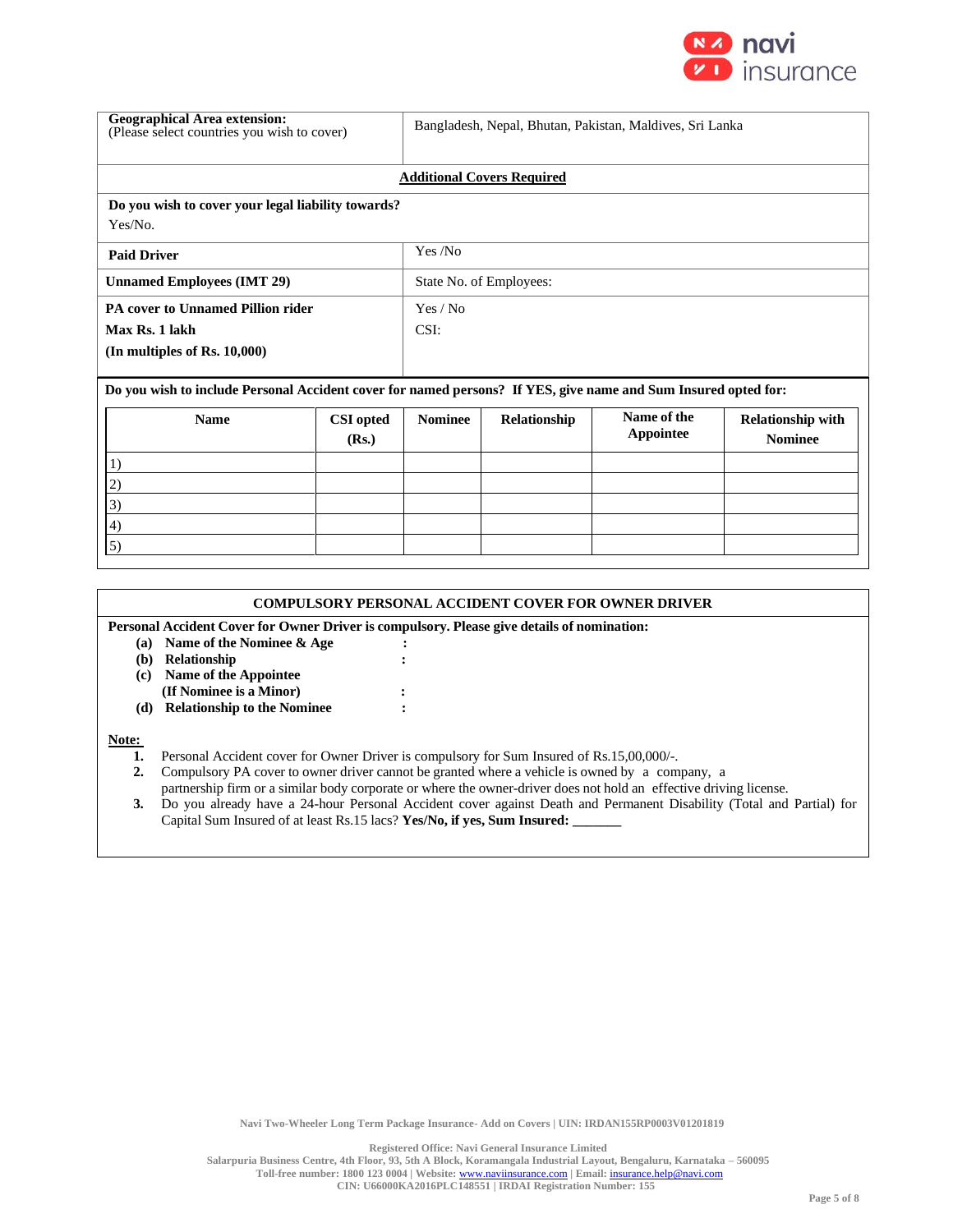| **Geographical Area extension:** (Please select countries you wish to cover) | Bangladesh, Nepal, Bhutan, Pakistan, Maldives, Sri Lanka |
|---|---|
| **Additional Covers Required** | |
| **Do you wish to cover your legal liability towards?** Yes/No. | |
| **Paid Driver** | Yes /No |
| **Unnamed Employees (IMT 29)** | State No. of Employees: |
| **PA cover to Unnamed Pillion rider** **Max Rs. 1 lakh** **(In multiples of Rs. 10,000)** | Yes / No CSI: |

**Do you wish to include Personal Accident cover for named persons? If YES, give name and Sum Insured opted for:**

| Name | CSI opted (Rs.) | Nominee | Relationship | Name of the Appointee | Relationship with Nominee |
|---|---|---|---|---|---|
| 1) | | | | | |
| 2) | | | | | |
| 3) | | | | | |
| 4) | | | | | |
| 5) | | | | | |

## COMPULSORY PERSONAL ACCIDENT COVER FOR OWNER DRIVER

**Personal Accident Cover for Owner Driver is compulsory. Please give details of nomination:**

- **(a) Name of the Nominee & Age** :
- **(b) Relationship** :
- **(c) Name of the Appointee (If Nominee is a Minor)** :
- **(d) Relationship to the Nominee** :

**Note:**

1. Personal Accident cover for Owner Driver is compulsory for Sum Insured of Rs.15,00,000/-.
2. Compulsory PA cover to owner driver cannot be granted where a vehicle is owned by a company, a partnership firm or a similar body corporate or where the owner-driver does not hold an effective driving license.
3. Do you already have a 24-hour Personal Accident cover against Death and Permanent Disability (Total and Partial) for Capital Sum Insured of at least Rs.15 lacs? **Yes/No, if yes, Sum Insured: _______**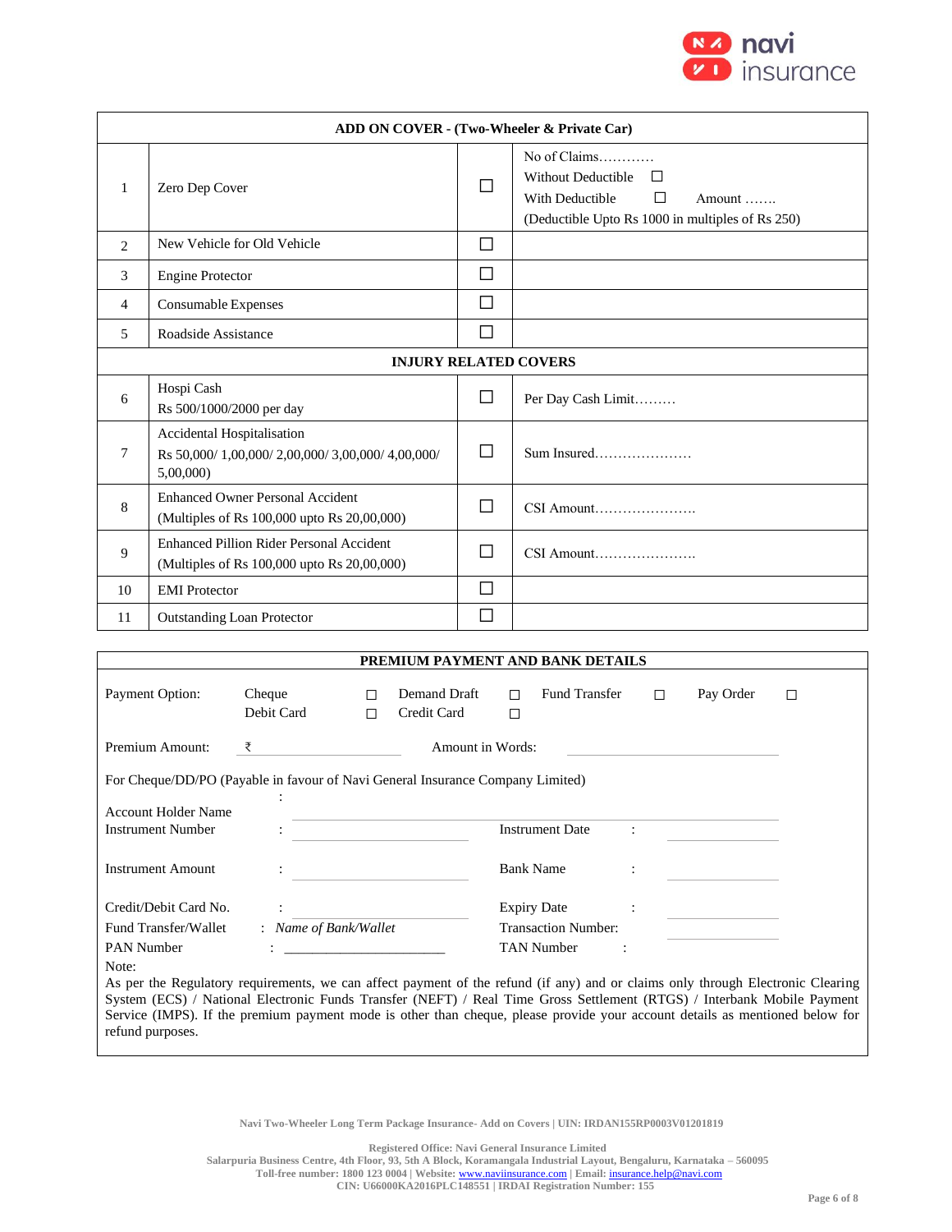| ADD ON COVER - (Two-Wheeler & Private Car) | | | |
|---|---|---|---|
| 1 | Zero Dep Cover | ☐ | No of Claims………… Without Deductible ☐ With Deductible ☐ Amount ……. (Deductible Upto Rs 1000 in multiples of Rs 250) |
| 2 | New Vehicle for Old Vehicle | ☐ | |
| 3 | Engine Protector | ☐ | |
| 4 | Consumable Expenses | ☐ | |
| 5 | Roadside Assistance | ☐ | |
| **INJURY RELATED COVERS** | | | |
| 6 | Hospi Cash Rs 500/1000/2000 per day | ☐ | Per Day Cash Limit……… |
| 7 | Accidental Hospitalisation Rs 50,000/ 1,00,000/ 2,00,000/ 3,00,000/ 4,00,000/ 5,00,000) | ☐ | Sum Insured………………… |
| 8 | Enhanced Owner Personal Accident (Multiples of Rs 100,000 upto Rs 20,00,000) | ☐ | CSI Amount…………………. |
| 9 | Enhanced Pillion Rider Personal Accident (Multiples of Rs 100,000 upto Rs 20,00,000) | ☐ | CSI Amount…………………. |
| 10 | EMI Protector | ☐ | |
| 11 | Outstanding Loan Protector | ☐ | |

**PREMIUM PAYMENT AND BANK DETAILS**

Payment Option: Cheque ☐ Demand Draft ☐ Fund Transfer ☐ Pay Order ☐ Debit Card ☐ Credit Card ☐

Premium Amount: ₹ ____________ Amount in Words: ____________

For Cheque/DD/PO (Payable in favour of Navi General Insurance Company Limited)

Account Holder Name : ____________

Instrument Number : ____________ Instrument Date : ____________

Instrument Amount : ____________ Bank Name : ____________

Credit/Debit Card No. : ____________ Expiry Date : ____________

Fund Transfer/Wallet : *Name of Bank/Wallet* Transaction Number: ____________

PAN Number : ______________________ TAN Number :

Note:

As per the Regulatory requirements, we can affect payment of the refund (if any) and or claims only through Electronic Clearing System (ECS) / National Electronic Funds Transfer (NEFT) / Real Time Gross Settlement (RTGS) / Interbank Mobile Payment Service (IMPS). If the premium payment mode is other than cheque, please provide your account details as mentioned below for refund purposes.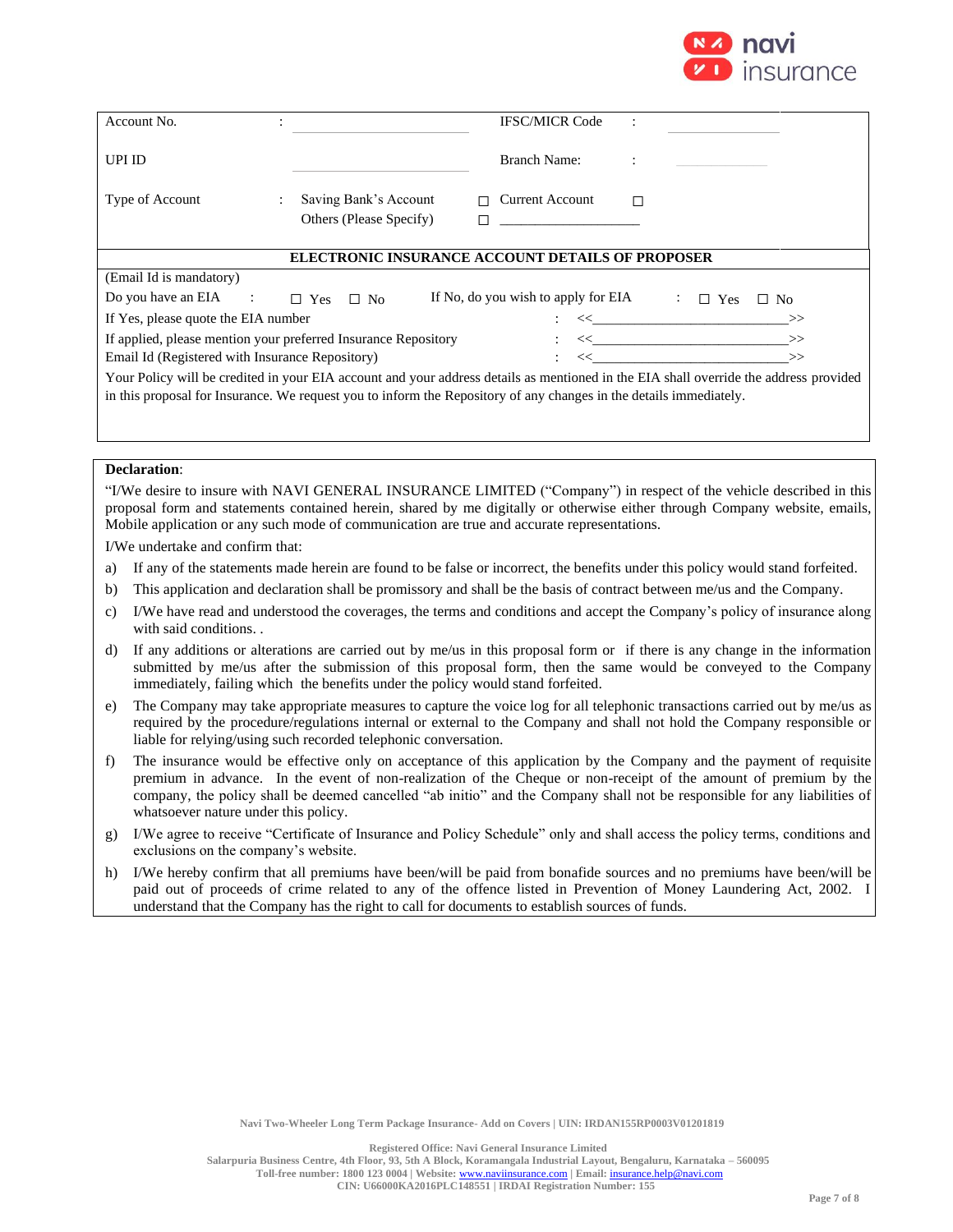| | | | | |
|---|---|---|---|---|
| Account No. | : ____________ | IFSC/MICR Code | : | ____________ |
| UPI ID | ____________ | Branch Name: | : | ____________ |
| Type of Account | : Saving Bank's Account ☐ | Current Account ☐ | | |
| | Others (Please Specify) ☐ ____________ | | | |

**ELECTRONIC INSURANCE ACCOUNT DETAILS OF PROPOSER**

(Email Id is mandatory)

Do you have an EIA : ☐ Yes ☐ No    If No, do you wish to apply for EIA : ☐ Yes ☐ No

If Yes, please quote the EIA number : <<____________________________>>

If applied, please mention your preferred Insurance Repository : <<____________________________>>

Email Id (Registered with Insurance Repository) : <<____________________________>>

Your Policy will be credited in your EIA account and your address details as mentioned in the EIA shall override the address provided in this proposal for Insurance. We request you to inform the Repository of any changes in the details immediately.

**Declaration**:

"I/We desire to insure with NAVI GENERAL INSURANCE LIMITED ("Company") in respect of the vehicle described in this proposal form and statements contained herein, shared by me digitally or otherwise either through Company website, emails, Mobile application or any such mode of communication are true and accurate representations.

I/We undertake and confirm that:

a) If any of the statements made herein are found to be false or incorrect, the benefits under this policy would stand forfeited.
b) This application and declaration shall be promissory and shall be the basis of contract between me/us and the Company.
c) I/We have read and understood the coverages, the terms and conditions and accept the Company's policy of insurance along with said conditions. .
d) If any additions or alterations are carried out by me/us in this proposal form or if there is any change in the information submitted by me/us after the submission of this proposal form, then the same would be conveyed to the Company immediately, failing which the benefits under the policy would stand forfeited.
e) The Company may take appropriate measures to capture the voice log for all telephonic transactions carried out by me/us as required by the procedure/regulations internal or external to the Company and shall not hold the Company responsible or liable for relying/using such recorded telephonic conversation.
f) The insurance would be effective only on acceptance of this application by the Company and the payment of requisite premium in advance. In the event of non-realization of the Cheque or non-receipt of the amount of premium by the company, the policy shall be deemed cancelled "ab initio" and the Company shall not be responsible for any liabilities of whatsoever nature under this policy.
g) I/We agree to receive "Certificate of Insurance and Policy Schedule" only and shall access the policy terms, conditions and exclusions on the company's website.
h) I/We hereby confirm that all premiums have been/will be paid from bonafide sources and no premiums have been/will be paid out of proceeds of crime related to any of the offence listed in Prevention of Money Laundering Act, 2002. I understand that the Company has the right to call for documents to establish sources of funds.

Navi Two-Wheeler Long Term Package Insurance- Add on Covers | UIN: IRDAN155RP0003V01201819

Registered Office: Navi General Insurance Limited
Salarpuria Business Centre, 4th Floor, 93, 5th A Block, Koramangala Industrial Layout, Bengaluru, Karnataka – 560095
Toll-free number: 1800 123 0004 | Website: www.naviinsurance.com | Email: insurance.help@navi.com
CIN: U66000KA2016PLC148551 | IRDAI Registration Number: 155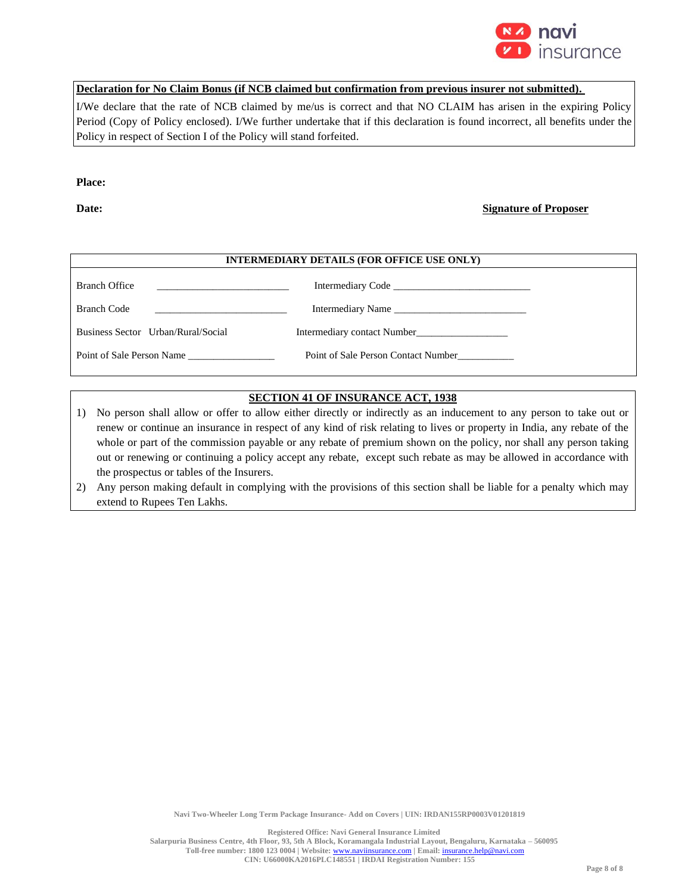**Declaration for No Claim Bonus (if NCB claimed but confirmation from previous insurer not submitted).**

I/We declare that the rate of NCB claimed by me/us is correct and that NO CLAIM has arisen in the expiring Policy Period (Copy of Policy enclosed). I/We further undertake that if this declaration is found incorrect, all benefits under the Policy in respect of Section I of the Policy will stand forfeited.

**Place:**

**Date:** **Signature of Proposer**

**INTERMEDIARY DETAILS (FOR OFFICE USE ONLY)**

| | |
|---|---|
| Branch Office ________________________ | Intermediary Code ___________________________ |
| Branch Code ________________________ | Intermediary Name __________________________ |
| Business Sector Urban/Rural/Social | Intermediary contact Number_________________ |
| Point of Sale Person Name ________________ | Point of Sale Person Contact Number__________ |

**SECTION 41 OF INSURANCE ACT, 1938**

1) No person shall allow or offer to allow either directly or indirectly as an inducement to any person to take out or renew or continue an insurance in respect of any kind of risk relating to lives or property in India, any rebate of the whole or part of the commission payable or any rebate of premium shown on the policy, nor shall any person taking out or renewing or continuing a policy accept any rebate, except such rebate as may be allowed in accordance with the prospectus or tables of the Insurers.
2) Any person making default in complying with the provisions of this section shall be liable for a penalty which may extend to Rupees Ten Lakhs.